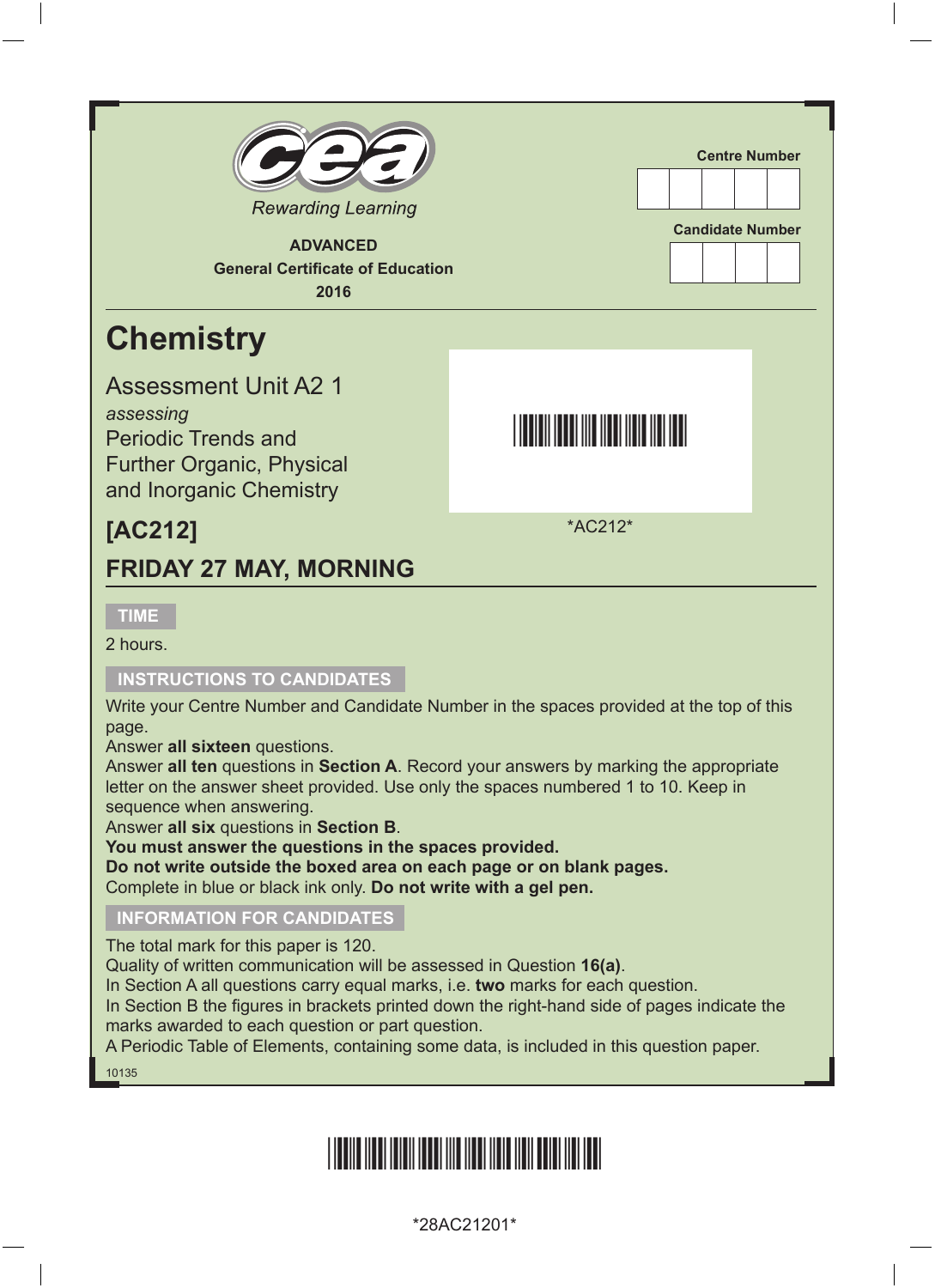Rewarding Learning

**ADVANCED**
**General Certificate of Education**
**2016**

Centre Number

Candidate Number

# Chemistry

Assessment Unit A2 1
*assessing*
Periodic Trends and Further Organic, Physical and Inorganic Chemistry

*AC212*

## [AC212]

## FRIDAY 27 MAY, MORNING

**TIME**

2 hours.

**INSTRUCTIONS TO CANDIDATES**

Write your Centre Number and Candidate Number in the spaces provided at the top of this page.
Answer **all sixteen** questions.
Answer **all ten** questions in **Section A**. Record your answers by marking the appropriate letter on the answer sheet provided. Use only the spaces numbered 1 to 10. Keep in sequence when answering.
Answer **all six** questions in **Section B**.
**You must answer the questions in the spaces provided.**
**Do not write outside the boxed area on each page or on blank pages.**
Complete in blue or black ink only. **Do not write with a gel pen.**

**INFORMATION FOR CANDIDATES**

The total mark for this paper is 120.
Quality of written communication will be assessed in Question **16(a)**.
In Section A all questions carry equal marks, i.e. **two** marks for each question.
In Section B the figures in brackets printed down the right-hand side of pages indicate the marks awarded to each question or part question.
A Periodic Table of Elements, containing some data, is included in this question paper.

10135

*28AC21201*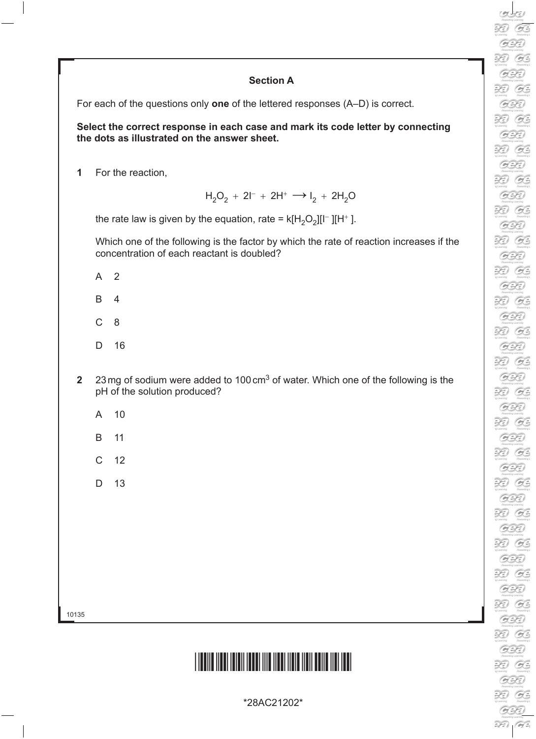## Section A

For each of the questions only **one** of the lettered responses (A–D) is correct.

**Select the correct response in each case and mark its code letter by connecting the dots as illustrated on the answer sheet.**

**1** For the reaction,

$$H_2O_2 + 2I^- + 2H^+ \longrightarrow I_2 + 2H_2O$$

the rate law is given by the equation, rate = $k[H_2O_2][I^-][H^+]$.

Which one of the following is the factor by which the rate of reaction increases if the concentration of each reactant is doubled?

A 2

B 4

C 8

D 16

**2** 23 mg of sodium were added to 100 $cm^3$ of water. Which one of the following is the pH of the solution produced?

A 10

B 11

C 12

D 13

10135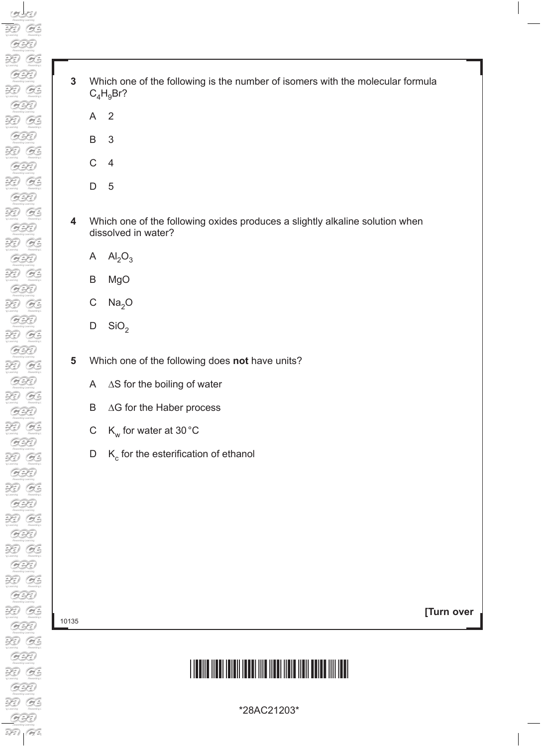**3** Which one of the following is the number of isomers with the molecular formula $C_4H_9Br$?

A 2

B 3

C 4

D 5

**4** Which one of the following oxides produces a slightly alkaline solution when dissolved in water?

A $Al_2O_3$

B $MgO$

C $Na_2O$

D $SiO_2$

**5** Which one of the following does **not** have units?

A $\Delta S$ for the boiling of water

B $\Delta G$ for the Haber process

C $K_w$ for water at 30 °C

D $K_c$ for the esterification of ethanol

**[Turn over**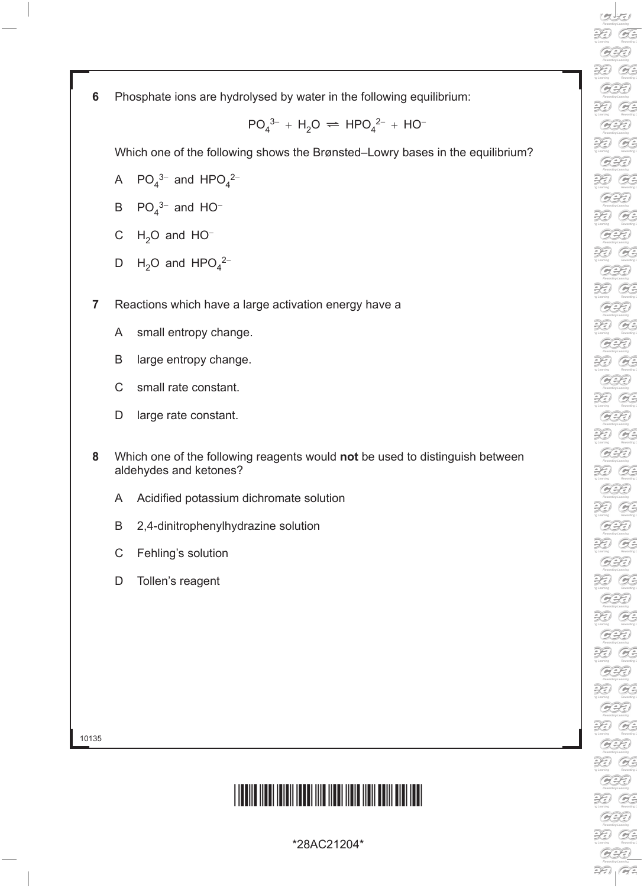**6** Phosphate ions are hydrolysed by water in the following equilibrium:

$$PO_4^{3-} + H_2O \rightleftharpoons HPO_4^{2-} + HO^-$$

Which one of the following shows the Brønsted–Lowry bases in the equilibrium?

A $PO_4^{3-}$ and $HPO_4^{2-}$

B $PO_4^{3-}$ and $HO^-$

C $H_2O$ and $HO^-$

D $H_2O$ and $HPO_4^{2-}$

**7** Reactions which have a large activation energy have a

A small entropy change.

B large entropy change.

C small rate constant.

D large rate constant.

**8** Which one of the following reagents would **not** be used to distinguish between aldehydes and ketones?

A Acidified potassium dichromate solution

B 2,4-dinitrophenylhydrazine solution

C Fehling's solution

D Tollen's reagent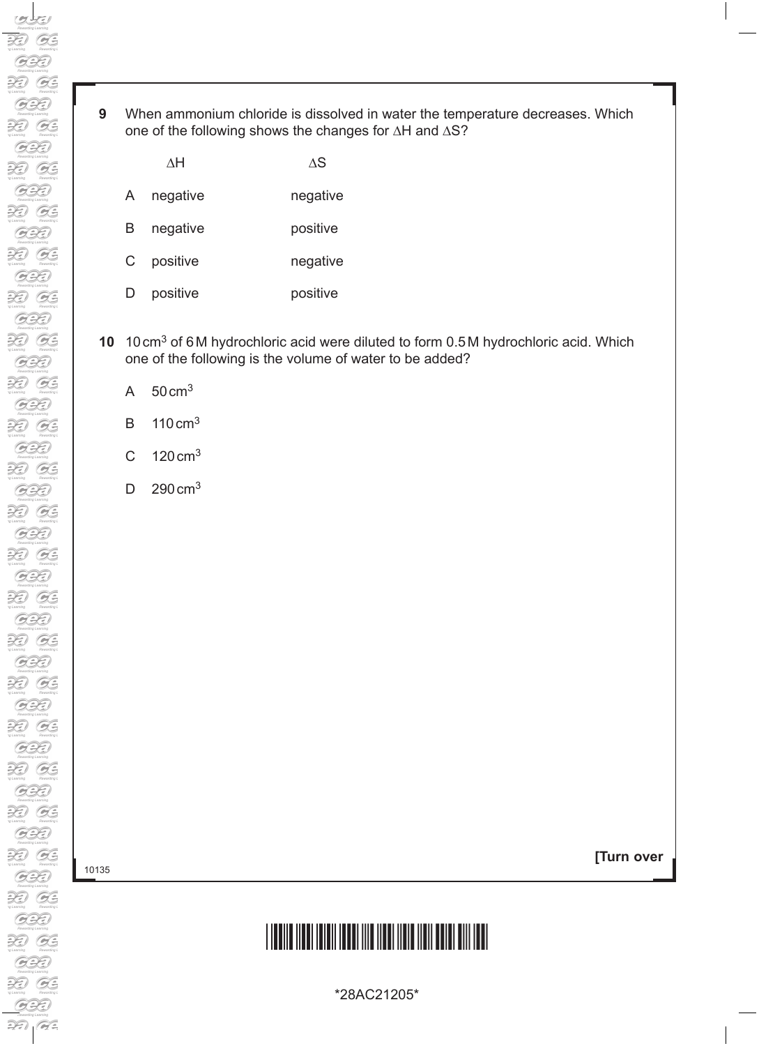**9** When ammonium chloride is dissolved in water the temperature decreases. Which one of the following shows the changes for $\Delta H$ and $\Delta S$?

| | $\Delta H$ | $\Delta S$ |
|---|---|---|
| A | negative | negative |
| B | negative | positive |
| C | positive | negative |
| D | positive | positive |

**10** 10 $cm^3$ of 6 M hydrochloric acid were diluted to form 0.5 M hydrochloric acid. Which one of the following is the volume of water to be added?

A 50 $cm^3$

B 110 $cm^3$

C 120 $cm^3$

D 290 $cm^3$

**[Turn over**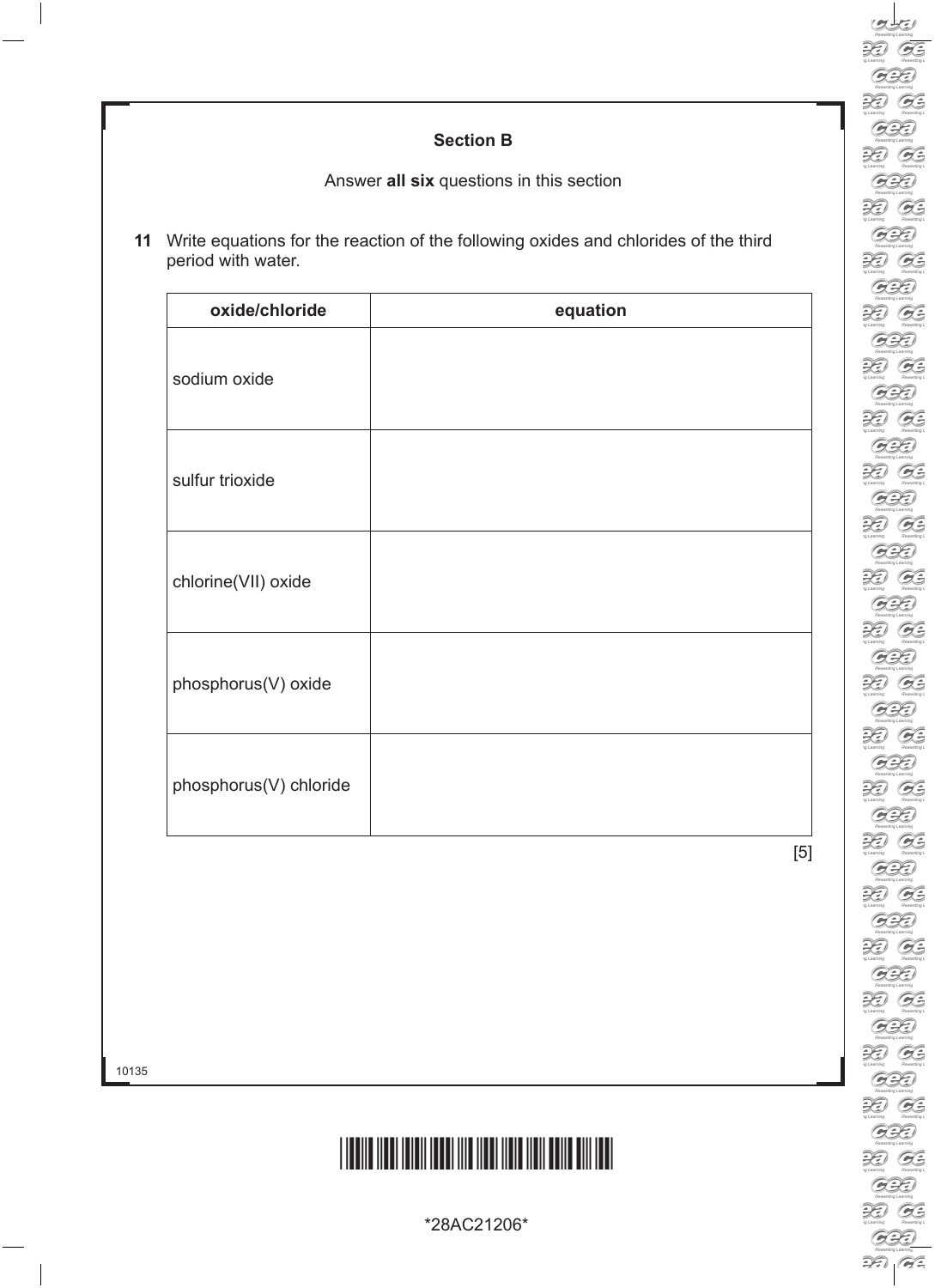## Section B

Answer **all six** questions in this section

**11** Write equations for the reaction of the following oxides and chlorides of the third period with water.

| oxide/chloride | equation |
| --- | --- |
| sodium oxide | |
| sulfur trioxide | |
| chlorine(VII) oxide | |
| phosphorus(V) oxide | |
| phosphorus(V) chloride | |

[5]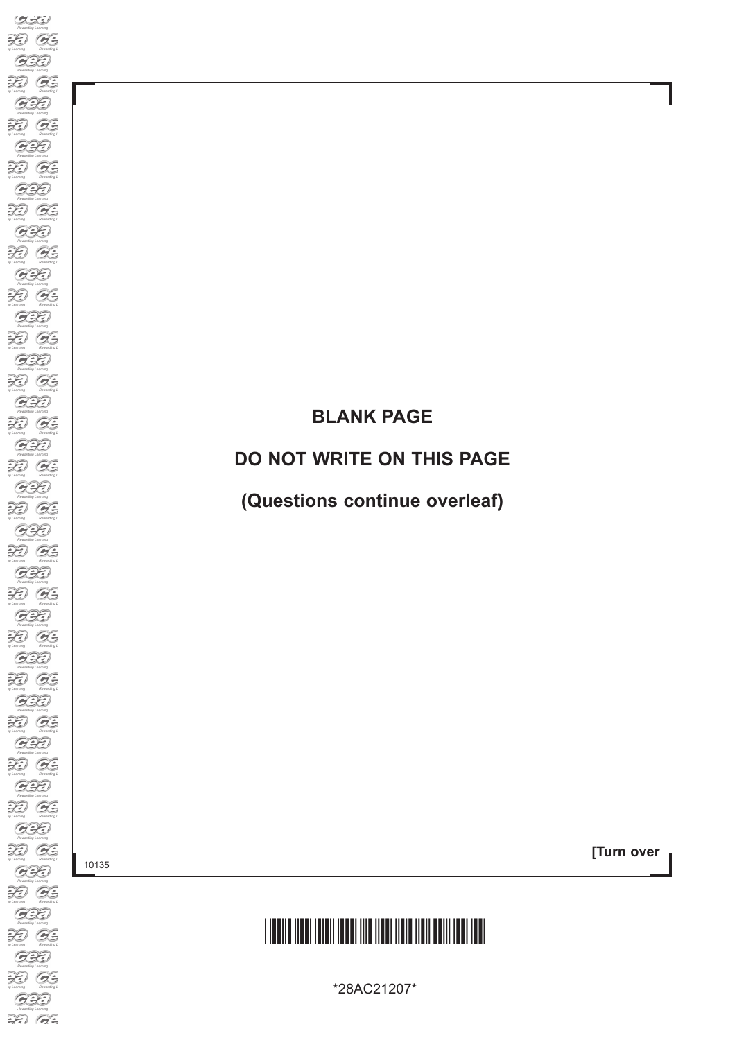**BLANK PAGE**

**DO NOT WRITE ON THIS PAGE**

**(Questions continue overleaf)**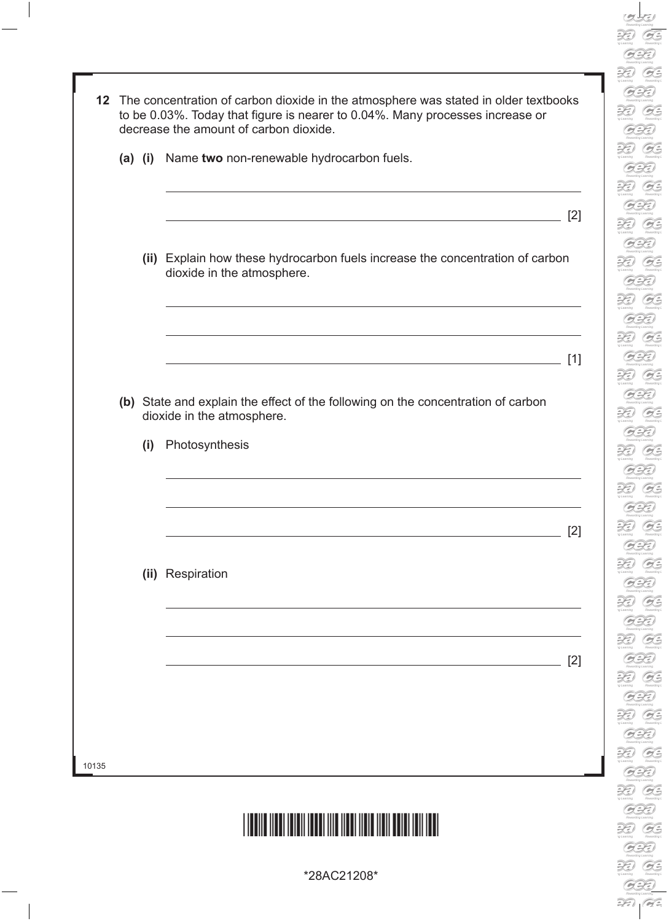**12** The concentration of carbon dioxide in the atmosphere was stated in older textbooks to be 0.03%. Today that figure is nearer to 0.04%. Many processes increase or decrease the amount of carbon dioxide.

**(a) (i)** Name **two** non-renewable hydrocarbon fuels.

_______________________________________________

_______________________________________________ [2]

**(ii)** Explain how these hydrocarbon fuels increase the concentration of carbon dioxide in the atmosphere.

_______________________________________________

_______________________________________________

_______________________________________________ [1]

**(b)** State and explain the effect of the following on the concentration of carbon dioxide in the atmosphere.

**(i)** Photosynthesis

_______________________________________________

_______________________________________________

_______________________________________________ [2]

**(ii)** Respiration

_______________________________________________

_______________________________________________

_______________________________________________ [2]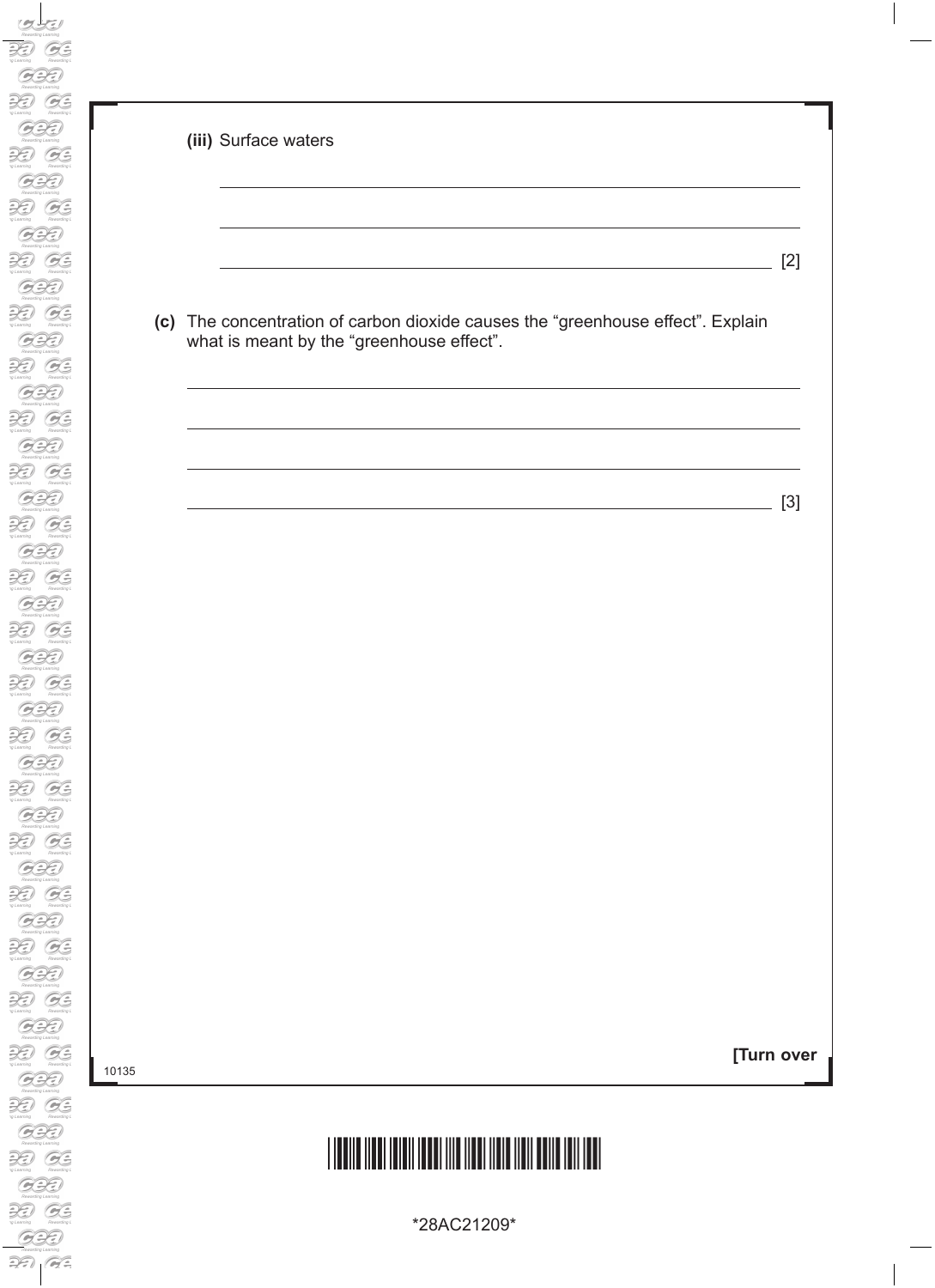**(iii)** Surface waters

_______________________________________________________________________

_______________________________________________________________________

_______________________________________________________________________ [2]

**(c)** The concentration of carbon dioxide causes the "greenhouse effect". Explain what is meant by the "greenhouse effect".

_______________________________________________________________________

_______________________________________________________________________

_______________________________________________________________________

_______________________________________________________________________ [3]

**[Turn over**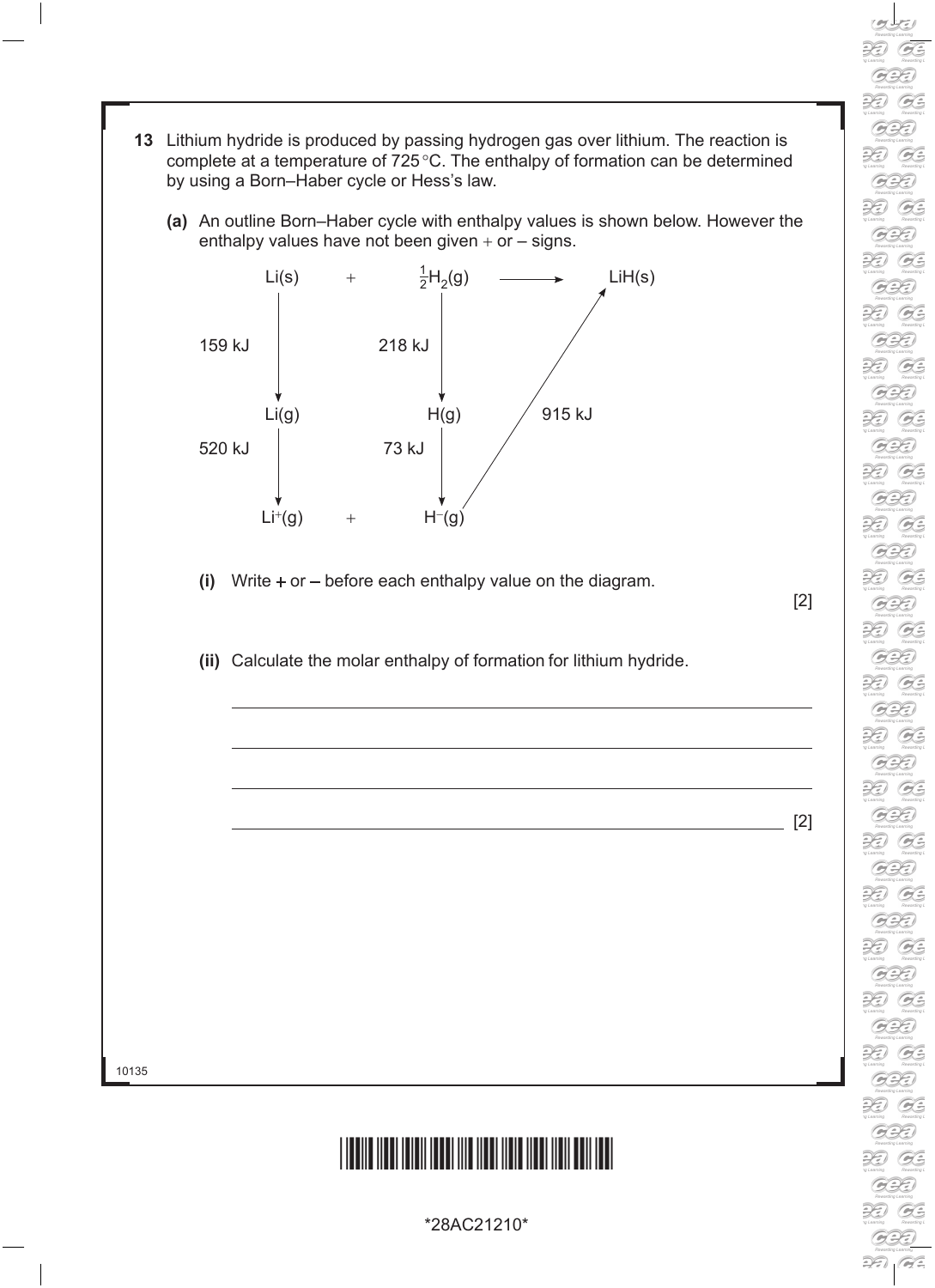**13** Lithium hydride is produced by passing hydrogen gas over lithium. The reaction is complete at a temperature of 725 °C. The enthalpy of formation can be determined by using a Born–Haber cycle or Hess's law.

**(a)** An outline Born–Haber cycle with enthalpy values is shown below. However the enthalpy values have not been given + or – signs.

$$Li(s) \quad + \quad \tfrac{1}{2}H_2(g) \longrightarrow LiH(s)$$

- $Li(s) \rightarrow Li(g)$: 159 kJ
- $\tfrac{1}{2}H_2(g) \rightarrow H(g)$: 218 kJ
- $Li(g) \rightarrow Li^+(g)$: 520 kJ
- $H(g) \rightarrow H^-(g)$: 73 kJ
- $Li^+(g) + H^-(g) \rightarrow LiH(s)$: 915 kJ

**(i)** Write + or – before each enthalpy value on the diagram. [2]

**(ii)** Calculate the molar enthalpy of formation for lithium hydride.

_______________________________________________

_______________________________________________

_______________________________________________

_______________________________________________ [2]

10135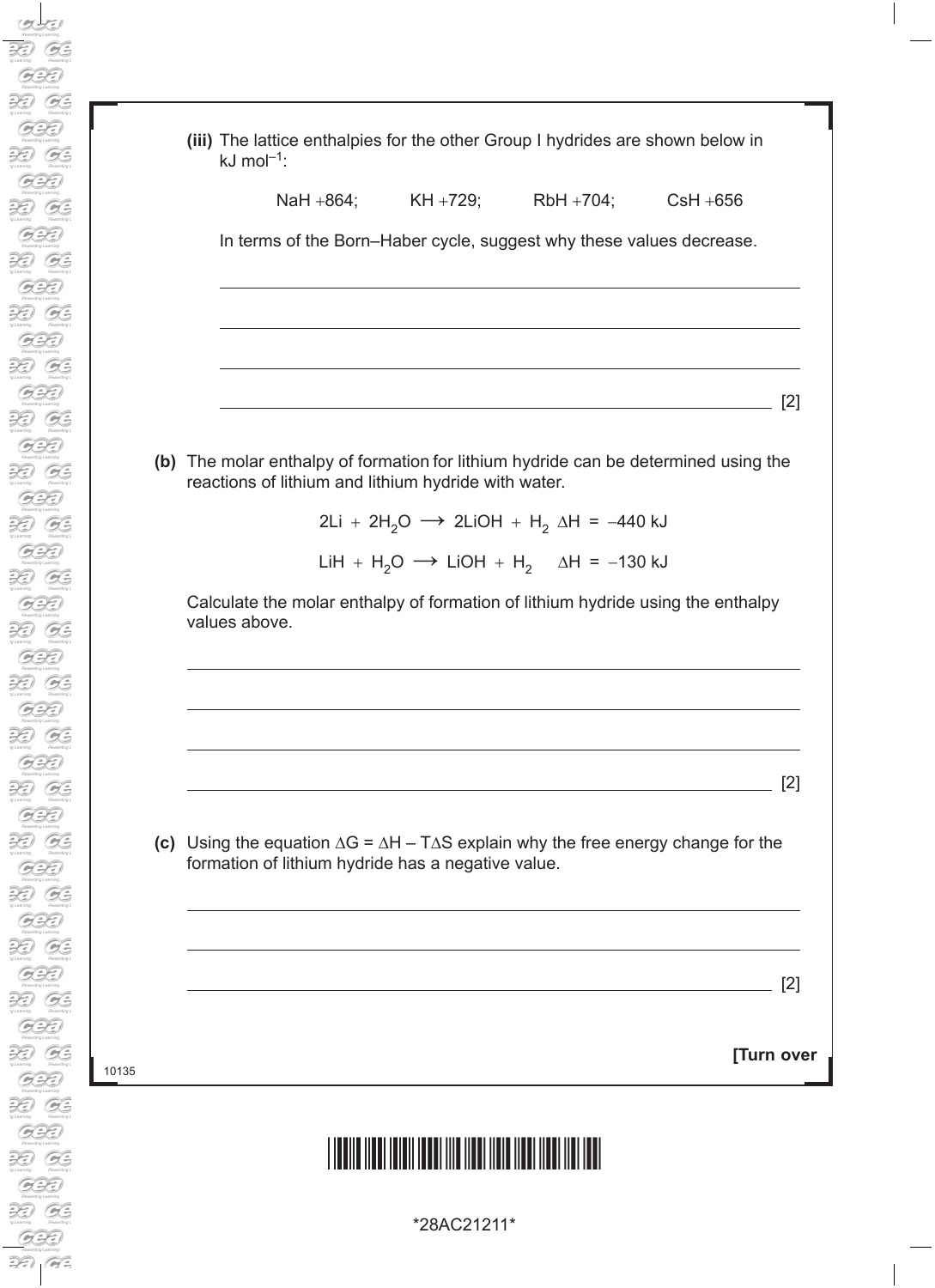(iii) The lattice enthalpies for the other Group I hydrides are shown below in kJ $mol^{-1}$:

NaH +864; KH +729; RbH +704; CsH +656

In terms of the Born–Haber cycle, suggest why these values decrease.

[2]

(b) The molar enthalpy of formation for lithium hydride can be determined using the reactions of lithium and lithium hydride with water.

$$2Li + 2H_2O \longrightarrow 2LiOH + H_2 \quad \Delta H = -440 \text{ kJ}$$

$$LiH + H_2O \longrightarrow LiOH + H_2 \quad \Delta H = -130 \text{ kJ}$$

Calculate the molar enthalpy of formation of lithium hydride using the enthalpy values above.

[2]

(c) Using the equation $\Delta G = \Delta H - T\Delta S$ explain why the free energy change for the formation of lithium hydride has a negative value.

[2]

**[Turn over**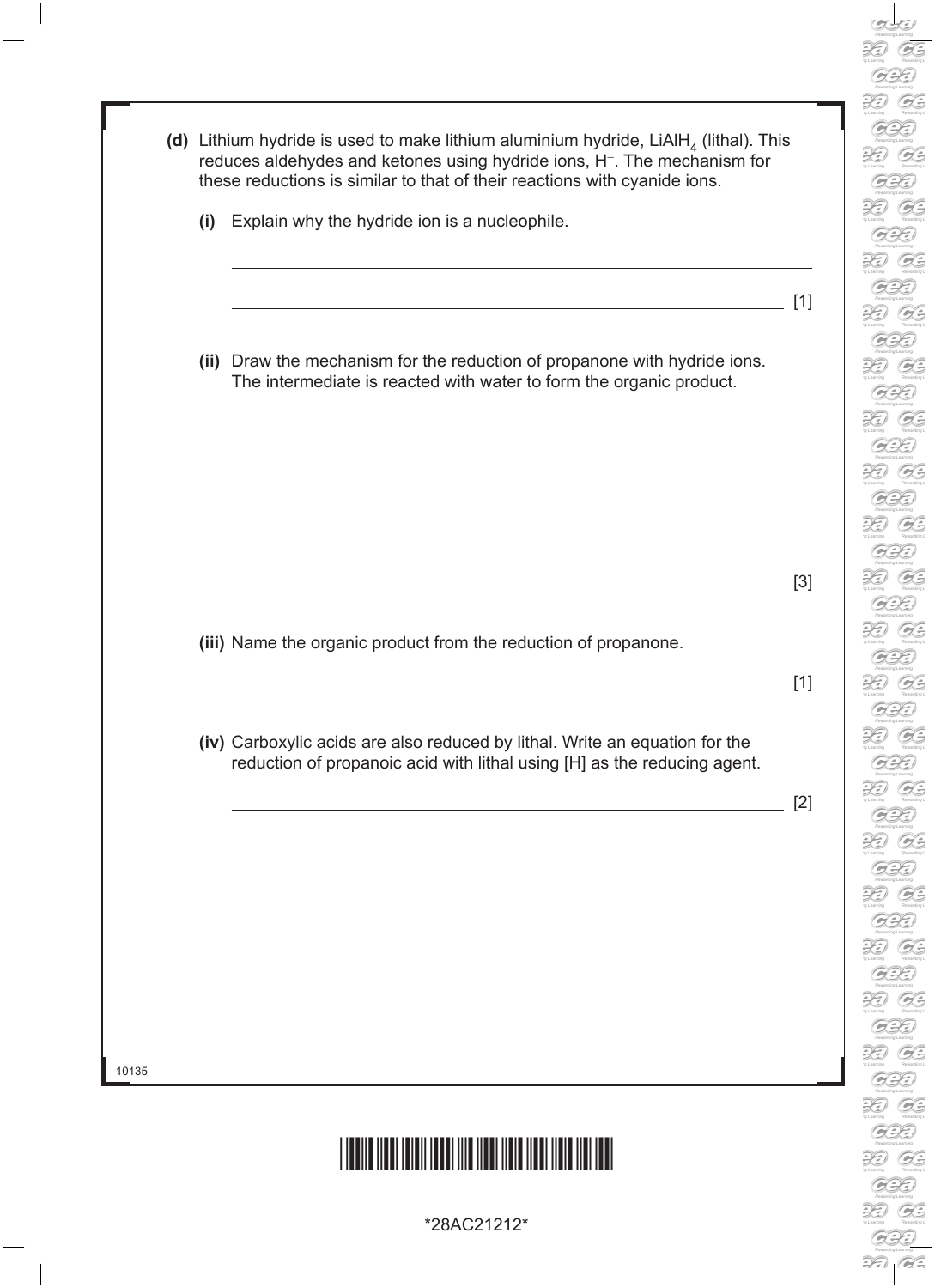**(d)** Lithium hydride is used to make lithium aluminium hydride, $LiAlH_4$ (lithal). This reduces aldehydes and ketones using hydride ions, $H^-$. The mechanism for these reductions is similar to that of their reactions with cyanide ions.

**(i)** Explain why the hydride ion is a nucleophile.

\_\_\_\_\_\_\_\_\_\_\_\_\_\_\_\_\_\_\_\_\_\_\_\_\_\_\_\_\_\_\_\_\_\_\_\_\_\_\_\_\_\_\_\_\_\_\_\_\_\_\_\_\_\_\_\_\_\_\_\_

\_\_\_\_\_\_\_\_\_\_\_\_\_\_\_\_\_\_\_\_\_\_\_\_\_\_\_\_\_\_\_\_\_\_\_\_\_\_\_\_\_\_\_\_\_\_\_\_\_\_\_\_\_\_\_\_\_\_\_\_ [1]

**(ii)** Draw the mechanism for the reduction of propanone with hydride ions. The intermediate is reacted with water to form the organic product.

[3]

**(iii)** Name the organic product from the reduction of propanone.

\_\_\_\_\_\_\_\_\_\_\_\_\_\_\_\_\_\_\_\_\_\_\_\_\_\_\_\_\_\_\_\_\_\_\_\_\_\_\_\_\_\_\_\_\_\_\_\_\_\_\_\_\_\_\_\_\_\_\_\_ [1]

**(iv)** Carboxylic acids are also reduced by lithal. Write an equation for the reduction of propanoic acid with lithal using [H] as the reducing agent.

\_\_\_\_\_\_\_\_\_\_\_\_\_\_\_\_\_\_\_\_\_\_\_\_\_\_\_\_\_\_\_\_\_\_\_\_\_\_\_\_\_\_\_\_\_\_\_\_\_\_\_\_\_\_\_\_\_\_\_\_ [2]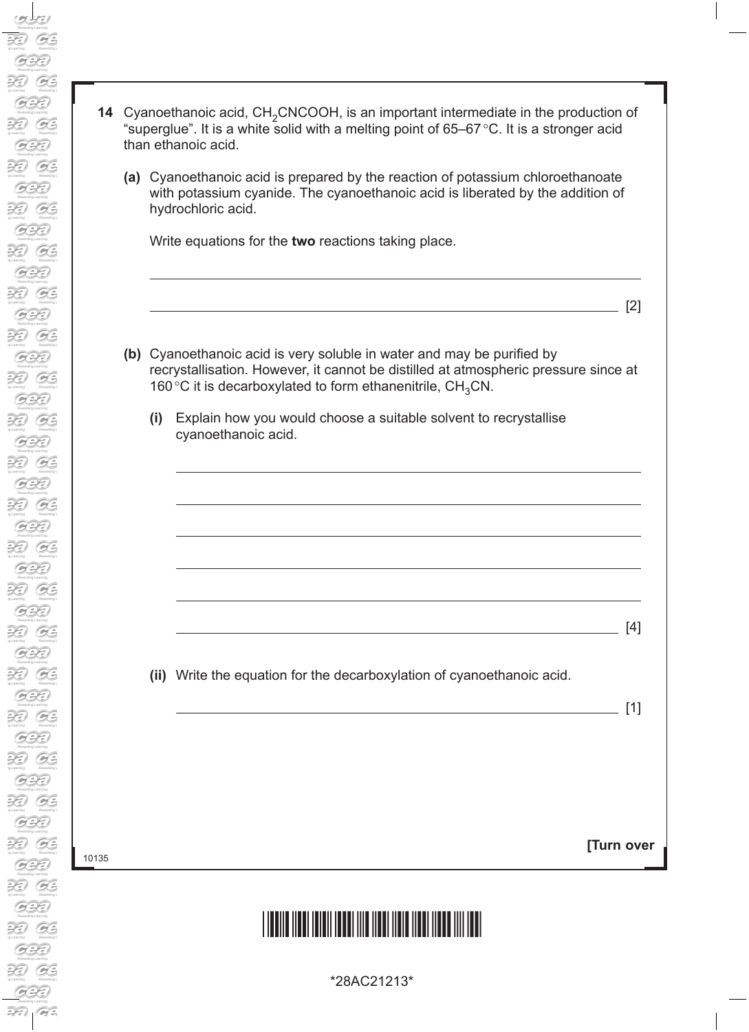14 Cyanoethanoic acid, $CH_2CNCOOH$, is an important intermediate in the production of "superglue". It is a white solid with a melting point of 65–67 °C. It is a stronger acid than ethanoic acid.

**(a)** Cyanoethanoic acid is prepared by the reaction of potassium chloroethanoate with potassium cyanide. The cyanoethanoic acid is liberated by the addition of hydrochloric acid.

Write equations for the **two** reactions taking place.

______________________________________________________________________

______________________________________________________________________ [2]

**(b)** Cyanoethanoic acid is very soluble in water and may be purified by recrystallisation. However, it cannot be distilled at atmospheric pressure since at 160 °C it is decarboxylated to form ethanenitrile, $CH_3CN$.

**(i)** Explain how you would choose a suitable solvent to recrystallise cyanoethanoic acid.

______________________________________________________________________

______________________________________________________________________

______________________________________________________________________

______________________________________________________________________

______________________________________________________________________

______________________________________________________________________ [4]

**(ii)** Write the equation for the decarboxylation of cyanoethanoic acid.

______________________________________________________________________ [1]

**[Turn over**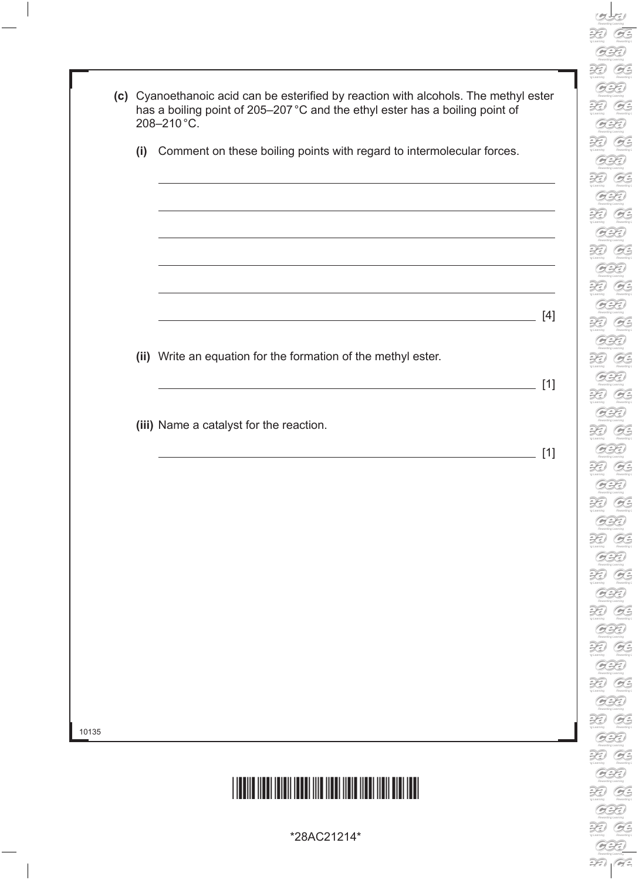**(c)** Cyanoethanoic acid can be esterified by reaction with alcohols. The methyl ester has a boiling point of 205–207 °C and the ethyl ester has a boiling point of 208–210 °C.

**(i)** Comment on these boiling points with regard to intermolecular forces.

\_\_\_\_\_\_\_\_\_\_\_\_\_\_\_\_\_\_\_\_\_\_\_\_\_\_\_\_\_\_\_\_\_\_\_\_\_\_\_\_\_\_\_\_\_\_\_\_\_\_\_\_\_\_\_\_\_\_\_\_

\_\_\_\_\_\_\_\_\_\_\_\_\_\_\_\_\_\_\_\_\_\_\_\_\_\_\_\_\_\_\_\_\_\_\_\_\_\_\_\_\_\_\_\_\_\_\_\_\_\_\_\_\_\_\_\_\_\_\_\_

\_\_\_\_\_\_\_\_\_\_\_\_\_\_\_\_\_\_\_\_\_\_\_\_\_\_\_\_\_\_\_\_\_\_\_\_\_\_\_\_\_\_\_\_\_\_\_\_\_\_\_\_\_\_\_\_\_\_\_\_

\_\_\_\_\_\_\_\_\_\_\_\_\_\_\_\_\_\_\_\_\_\_\_\_\_\_\_\_\_\_\_\_\_\_\_\_\_\_\_\_\_\_\_\_\_\_\_\_\_\_\_\_\_\_\_\_\_\_\_\_

\_\_\_\_\_\_\_\_\_\_\_\_\_\_\_\_\_\_\_\_\_\_\_\_\_\_\_\_\_\_\_\_\_\_\_\_\_\_\_\_\_\_\_\_\_\_\_\_\_\_\_\_\_\_\_\_\_\_\_\_

\_\_\_\_\_\_\_\_\_\_\_\_\_\_\_\_\_\_\_\_\_\_\_\_\_\_\_\_\_\_\_\_\_\_\_\_\_\_\_\_\_\_\_\_\_\_\_\_\_\_\_\_\_\_\_\_\_\_\_\_ [4]

**(ii)** Write an equation for the formation of the methyl ester.

\_\_\_\_\_\_\_\_\_\_\_\_\_\_\_\_\_\_\_\_\_\_\_\_\_\_\_\_\_\_\_\_\_\_\_\_\_\_\_\_\_\_\_\_\_\_\_\_\_\_\_\_\_\_\_\_\_\_\_\_ [1]

**(iii)** Name a catalyst for the reaction.

\_\_\_\_\_\_\_\_\_\_\_\_\_\_\_\_\_\_\_\_\_\_\_\_\_\_\_\_\_\_\_\_\_\_\_\_\_\_\_\_\_\_\_\_\_\_\_\_\_\_\_\_\_\_\_\_\_\_\_\_ [1]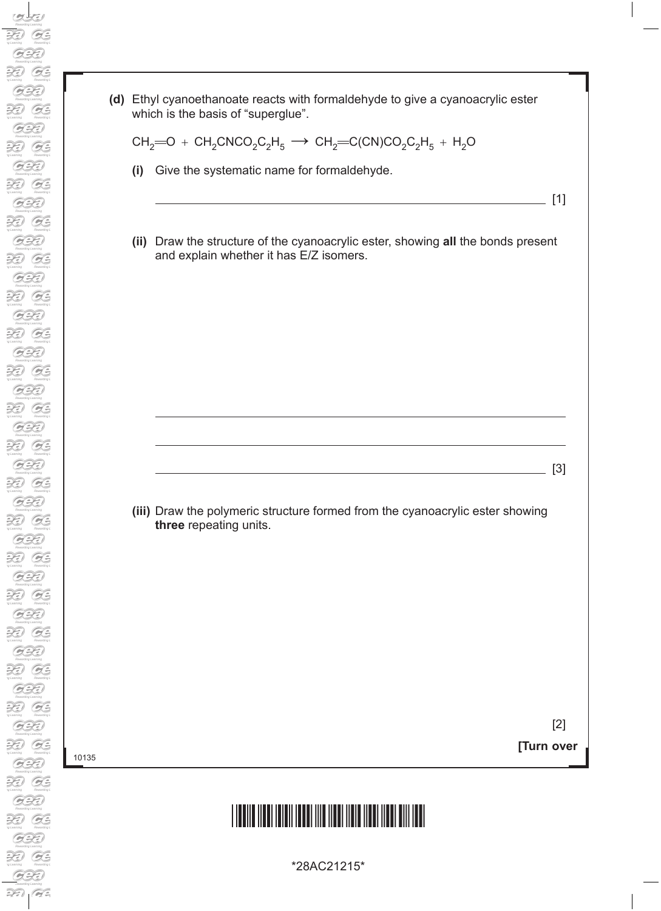**(d)** Ethyl cyanoethanoate reacts with formaldehyde to give a cyanoacrylic ester which is the basis of "superglue".

$$CH_2{=}O + CH_2CNCO_2C_2H_5 \longrightarrow CH_2{=}C(CN)CO_2C_2H_5 + H_2O$$

**(i)** Give the systematic name for formaldehyde.

_______________________________________________ [1]

**(ii)** Draw the structure of the cyanoacrylic ester, showing **all** the bonds present and explain whether it has E/Z isomers.

_______________________________________________

_______________________________________________

_______________________________________________ [3]

**(iii)** Draw the polymeric structure formed from the cyanoacrylic ester showing **three** repeating units.

[2]

**[Turn over**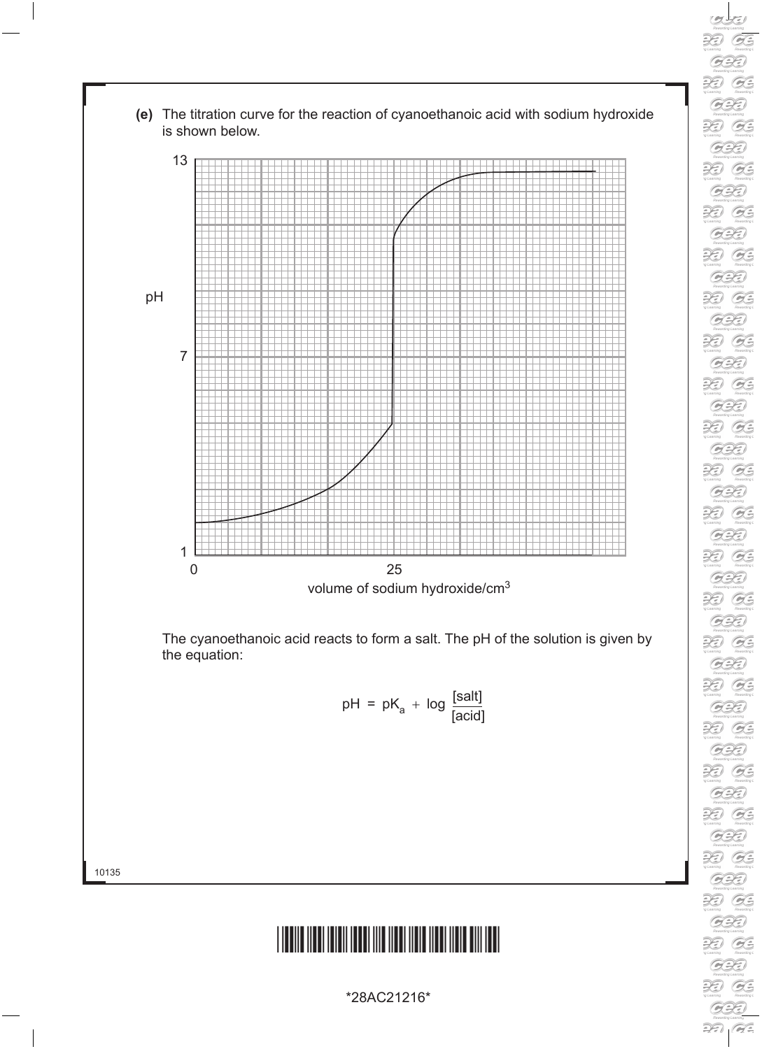**(e)** The titration curve for the reaction of cyanoethanoic acid with sodium hydroxide is shown below.

The cyanoethanoic acid reacts to form a salt. The pH of the solution is given by the equation:

$$pH = pK_a + \log \frac{[\text{salt}]}{[\text{acid}]}$$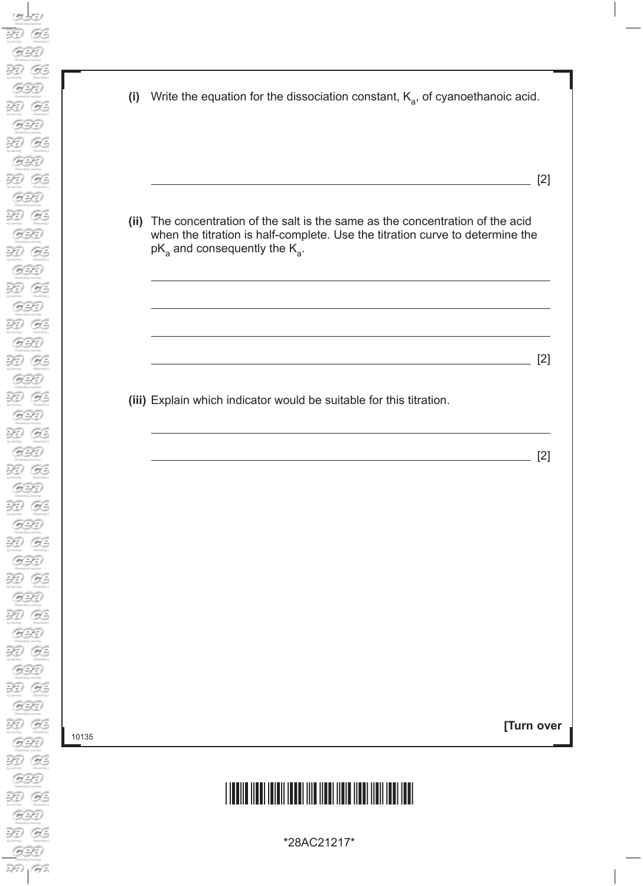**(i)** Write the equation for the dissociation constant, $K_a$, of cyanoethanoic acid.

______________________________________________________________ [2]

**(ii)** The concentration of the salt is the same as the concentration of the acid when the titration is half-complete. Use the titration curve to determine the $pK_a$ and consequently the $K_a$.

______________________________________________________________

______________________________________________________________

______________________________________________________________

______________________________________________________________ [2]

**(iii)** Explain which indicator would be suitable for this titration.

______________________________________________________________

______________________________________________________________ [2]

**[Turn over**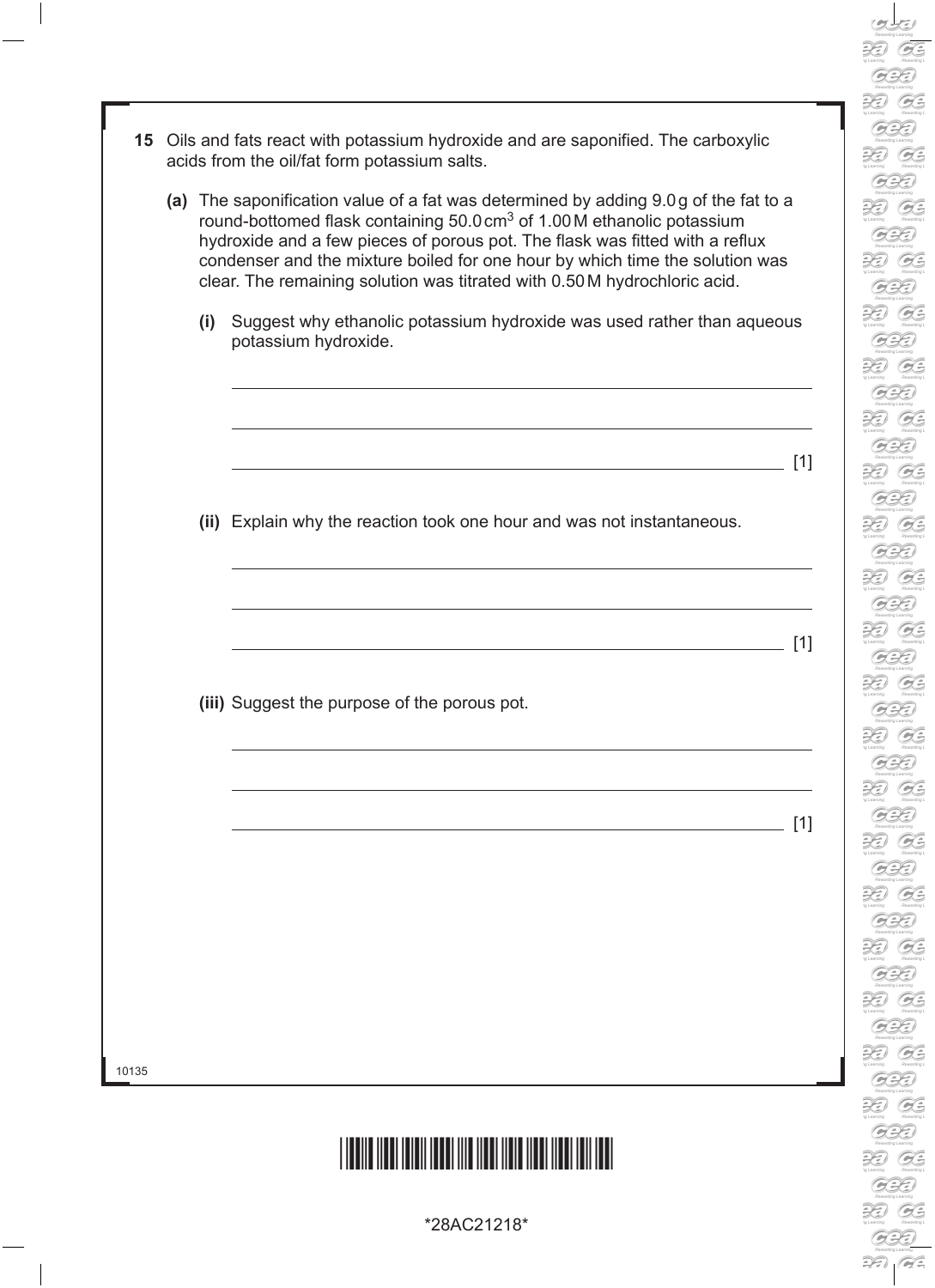**15** Oils and fats react with potassium hydroxide and are saponified. The carboxylic acids from the oil/fat form potassium salts.

**(a)** The saponification value of a fat was determined by adding 9.0 g of the fat to a round-bottomed flask containing 50.0 $cm^3$ of 1.00 M ethanolic potassium hydroxide and a few pieces of porous pot. The flask was fitted with a reflux condenser and the mixture boiled for one hour by which time the solution was clear. The remaining solution was titrated with 0.50 M hydrochloric acid.

**(i)** Suggest why ethanolic potassium hydroxide was used rather than aqueous potassium hydroxide.

_______________________________________________

_______________________________________________

_______________________________________________ [1]

**(ii)** Explain why the reaction took one hour and was not instantaneous.

_______________________________________________

_______________________________________________

_______________________________________________ [1]

**(iii)** Suggest the purpose of the porous pot.

_______________________________________________

_______________________________________________

_______________________________________________ [1]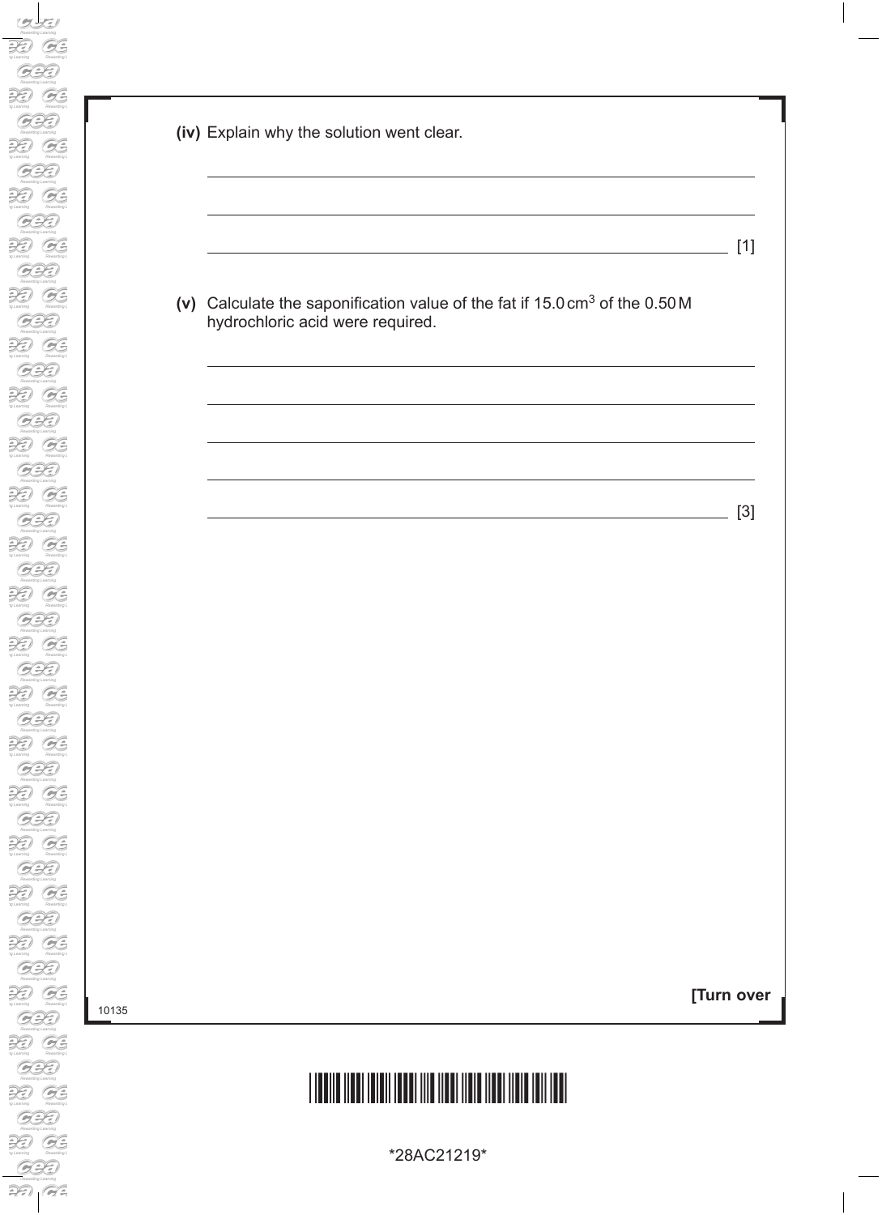**(iv)** Explain why the solution went clear.

\_\_\_\_\_\_\_\_\_\_\_\_\_\_\_\_\_\_\_\_\_\_\_\_\_\_\_\_\_\_\_\_\_\_\_\_\_\_\_\_\_\_\_\_\_\_\_\_\_\_\_\_\_\_\_\_\_\_\_\_

\_\_\_\_\_\_\_\_\_\_\_\_\_\_\_\_\_\_\_\_\_\_\_\_\_\_\_\_\_\_\_\_\_\_\_\_\_\_\_\_\_\_\_\_\_\_\_\_\_\_\_\_\_\_\_\_\_\_\_\_

\_\_\_\_\_\_\_\_\_\_\_\_\_\_\_\_\_\_\_\_\_\_\_\_\_\_\_\_\_\_\_\_\_\_\_\_\_\_\_\_\_\_\_\_\_\_\_\_\_\_\_\_\_\_\_\_\_\_\_\_ [1]

**(v)** Calculate the saponification value of the fat if 15.0 $cm^3$ of the 0.50 M hydrochloric acid were required.

\_\_\_\_\_\_\_\_\_\_\_\_\_\_\_\_\_\_\_\_\_\_\_\_\_\_\_\_\_\_\_\_\_\_\_\_\_\_\_\_\_\_\_\_\_\_\_\_\_\_\_\_\_\_\_\_\_\_\_\_

\_\_\_\_\_\_\_\_\_\_\_\_\_\_\_\_\_\_\_\_\_\_\_\_\_\_\_\_\_\_\_\_\_\_\_\_\_\_\_\_\_\_\_\_\_\_\_\_\_\_\_\_\_\_\_\_\_\_\_\_

\_\_\_\_\_\_\_\_\_\_\_\_\_\_\_\_\_\_\_\_\_\_\_\_\_\_\_\_\_\_\_\_\_\_\_\_\_\_\_\_\_\_\_\_\_\_\_\_\_\_\_\_\_\_\_\_\_\_\_\_

\_\_\_\_\_\_\_\_\_\_\_\_\_\_\_\_\_\_\_\_\_\_\_\_\_\_\_\_\_\_\_\_\_\_\_\_\_\_\_\_\_\_\_\_\_\_\_\_\_\_\_\_\_\_\_\_\_\_\_\_

\_\_\_\_\_\_\_\_\_\_\_\_\_\_\_\_\_\_\_\_\_\_\_\_\_\_\_\_\_\_\_\_\_\_\_\_\_\_\_\_\_\_\_\_\_\_\_\_\_\_\_\_\_\_\_\_\_\_\_\_ [3]

**[Turn over**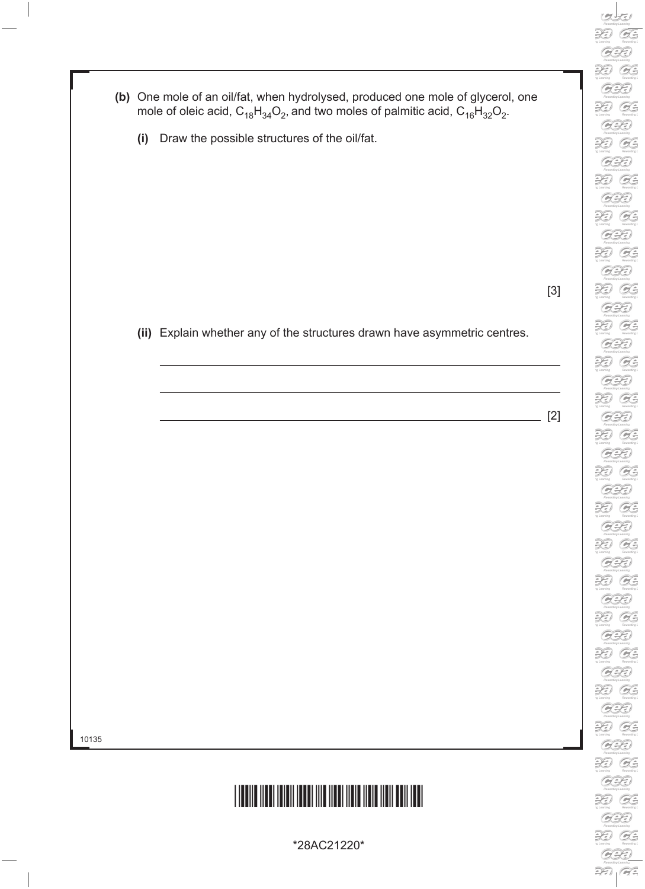**(b)** One mole of an oil/fat, when hydrolysed, produced one mole of glycerol, one mole of oleic acid, $C_{18}H_{34}O_2$, and two moles of palmitic acid, $C_{16}H_{32}O_2$.

**(i)** Draw the possible structures of the oil/fat.

[3]

**(ii)** Explain whether any of the structures drawn have asymmetric centres.

______________________________________________________________________

______________________________________________________________________

______________________________________________________________________ [2]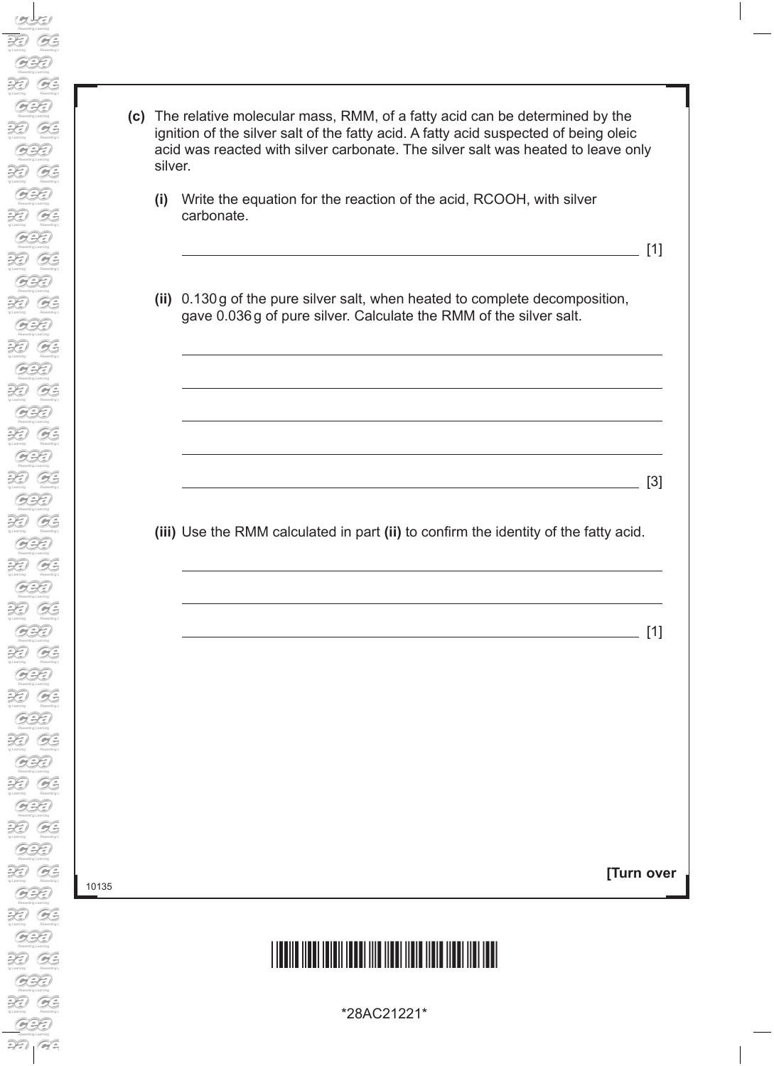**(c)** The relative molecular mass, RMM, of a fatty acid can be determined by the ignition of the silver salt of the fatty acid. A fatty acid suspected of being oleic acid was reacted with silver carbonate. The silver salt was heated to leave only silver.

**(i)** Write the equation for the reaction of the acid, RCOOH, with silver carbonate.

_______________________________________________ [1]

**(ii)** 0.130 g of the pure silver salt, when heated to complete decomposition, gave 0.036 g of pure silver. Calculate the RMM of the silver salt.

_______________________________________________

_______________________________________________

_______________________________________________

_______________________________________________

_______________________________________________ [3]

**(iii)** Use the RMM calculated in part **(ii)** to confirm the identity of the fatty acid.

_______________________________________________

_______________________________________________

_______________________________________________ [1]

**[Turn over**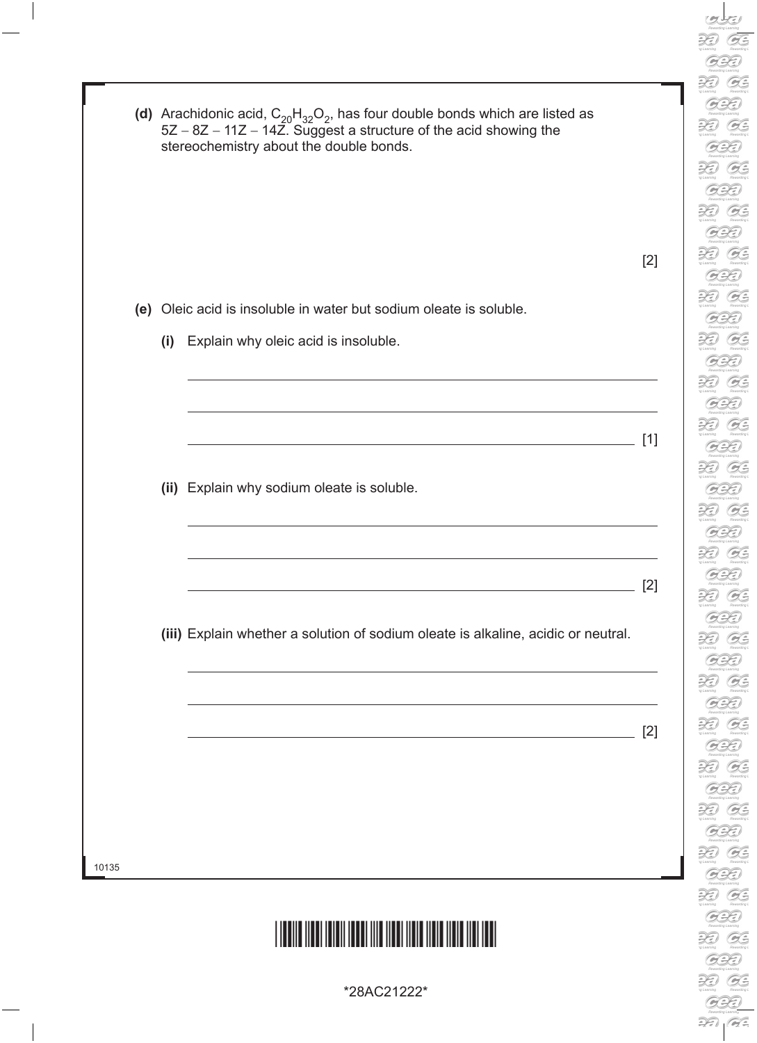**(d)** Arachidonic acid, $C_{20}H_{32}O_2$, has four double bonds which are listed as 5Z – 8Z – 11Z – 14Z. Suggest a structure of the acid showing the stereochemistry about the double bonds.

[2]

**(e)** Oleic acid is insoluble in water but sodium oleate is soluble.

**(i)** Explain why oleic acid is insoluble.

[1]

**(ii)** Explain why sodium oleate is soluble.

[2]

**(iii)** Explain whether a solution of sodium oleate is alkaline, acidic or neutral.

[2]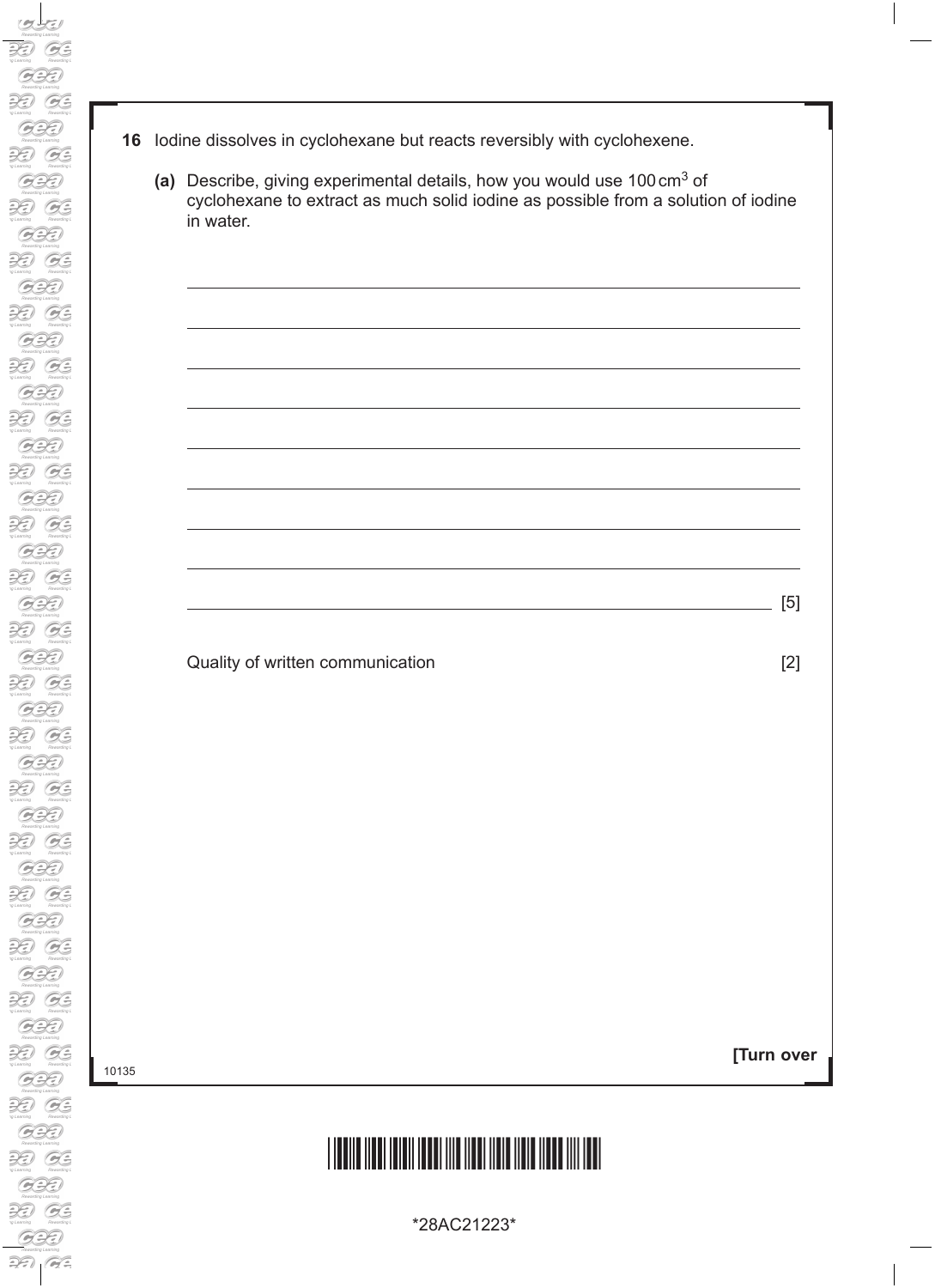**16** Iodine dissolves in cyclohexane but reacts reversibly with cyclohexene.

**(a)** Describe, giving experimental details, how you would use 100 $cm^3$ of cyclohexane to extract as much solid iodine as possible from a solution of iodine in water.

_______________________________________________________________________

_______________________________________________________________________

_______________________________________________________________________

_______________________________________________________________________

_______________________________________________________________________

_______________________________________________________________________

_______________________________________________________________________

_______________________________________________________________________

_______________________________________________________________________ [5]

Quality of written communication [2]

**[Turn over**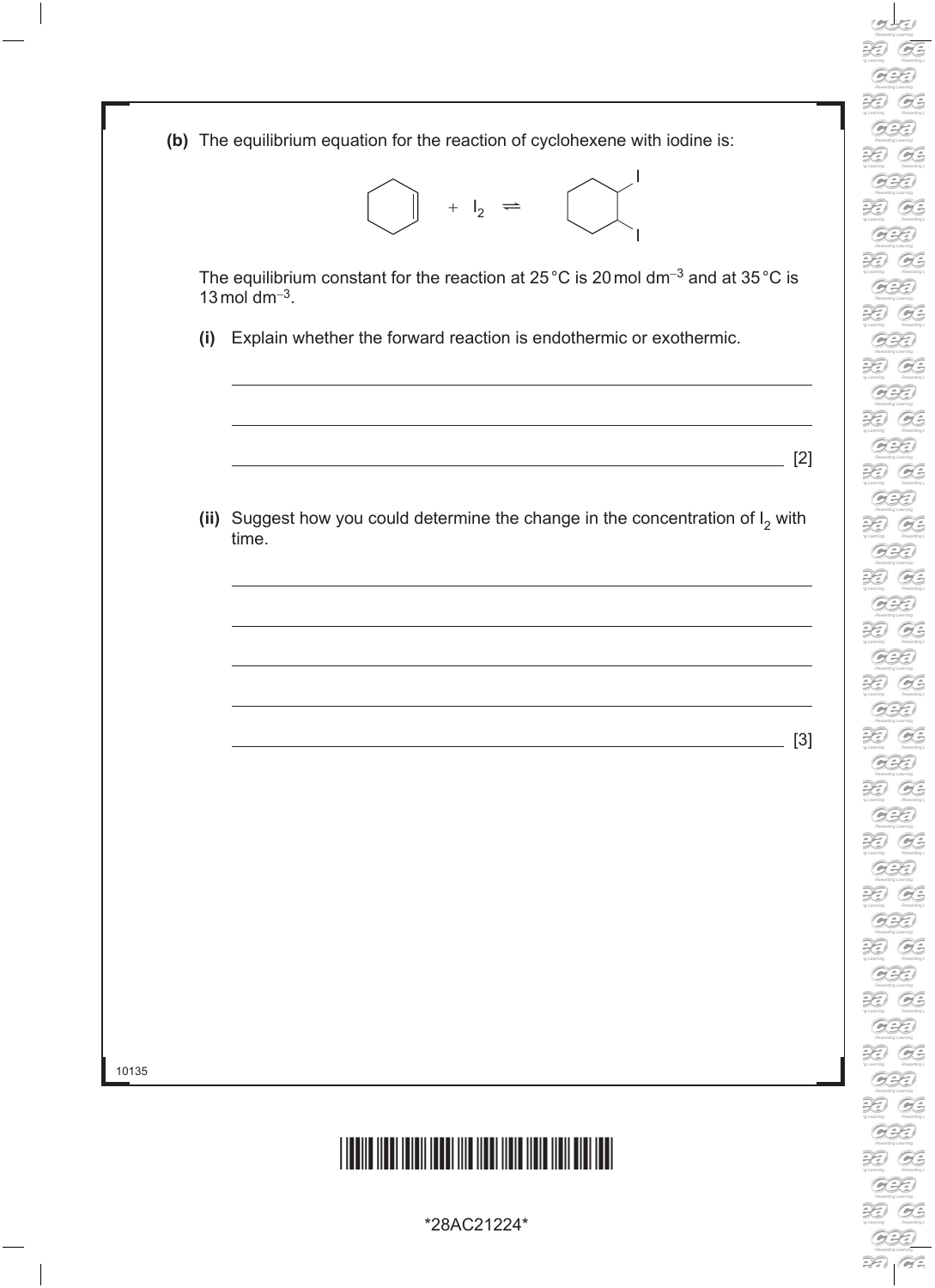**(b)** The equilibrium equation for the reaction of cyclohexene with iodine is:

$$\text{cyclohexene} + I_2 \rightleftharpoons \text{1,2-diiodocyclohexane}$$

The equilibrium constant for the reaction at 25 °C is 20 mol dm$^{-3}$ and at 35 °C is 13 mol dm$^{-3}$.

**(i)** Explain whether the forward reaction is endothermic or exothermic.

\_\_\_\_\_\_\_\_\_\_\_\_\_\_\_\_\_\_\_\_\_\_\_\_\_\_\_\_\_\_\_\_\_\_\_\_\_\_\_\_\_\_\_\_\_\_\_\_\_\_\_\_\_\_\_\_\_\_\_\_

\_\_\_\_\_\_\_\_\_\_\_\_\_\_\_\_\_\_\_\_\_\_\_\_\_\_\_\_\_\_\_\_\_\_\_\_\_\_\_\_\_\_\_\_\_\_\_\_\_\_\_\_\_\_\_\_\_\_\_\_

\_\_\_\_\_\_\_\_\_\_\_\_\_\_\_\_\_\_\_\_\_\_\_\_\_\_\_\_\_\_\_\_\_\_\_\_\_\_\_\_\_\_\_\_\_\_\_\_\_\_\_\_\_\_\_\_\_\_\_\_ [2]

**(ii)** Suggest how you could determine the change in the concentration of $I_2$ with time.

\_\_\_\_\_\_\_\_\_\_\_\_\_\_\_\_\_\_\_\_\_\_\_\_\_\_\_\_\_\_\_\_\_\_\_\_\_\_\_\_\_\_\_\_\_\_\_\_\_\_\_\_\_\_\_\_\_\_\_\_

\_\_\_\_\_\_\_\_\_\_\_\_\_\_\_\_\_\_\_\_\_\_\_\_\_\_\_\_\_\_\_\_\_\_\_\_\_\_\_\_\_\_\_\_\_\_\_\_\_\_\_\_\_\_\_\_\_\_\_\_

\_\_\_\_\_\_\_\_\_\_\_\_\_\_\_\_\_\_\_\_\_\_\_\_\_\_\_\_\_\_\_\_\_\_\_\_\_\_\_\_\_\_\_\_\_\_\_\_\_\_\_\_\_\_\_\_\_\_\_\_

\_\_\_\_\_\_\_\_\_\_\_\_\_\_\_\_\_\_\_\_\_\_\_\_\_\_\_\_\_\_\_\_\_\_\_\_\_\_\_\_\_\_\_\_\_\_\_\_\_\_\_\_\_\_\_\_\_\_\_\_

\_\_\_\_\_\_\_\_\_\_\_\_\_\_\_\_\_\_\_\_\_\_\_\_\_\_\_\_\_\_\_\_\_\_\_\_\_\_\_\_\_\_\_\_\_\_\_\_\_\_\_\_\_\_\_\_\_\_\_\_ [3]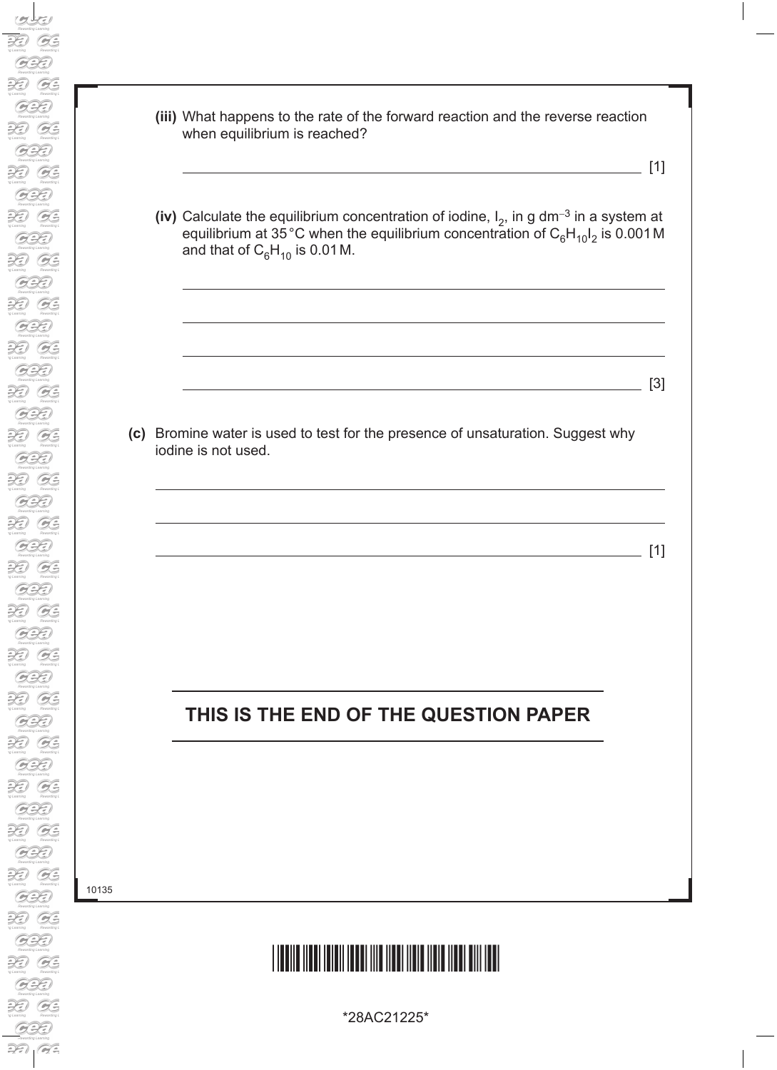**(iii)** What happens to the rate of the forward reaction and the reverse reaction when equilibrium is reached?

_______________________________________________ [1]

**(iv)** Calculate the equilibrium concentration of iodine, $I_2$, in g dm$^{-3}$ in a system at equilibrium at 35 °C when the equilibrium concentration of $C_6H_{10}I_2$ is 0.001 M and that of $C_6H_{10}$ is 0.01 M.

_______________________________________________

_______________________________________________

_______________________________________________

_______________________________________________ [3]

**(c)** Bromine water is used to test for the presence of unsaturation. Suggest why iodine is not used.

_______________________________________________

_______________________________________________

_______________________________________________ [1]

## THIS IS THE END OF THE QUESTION PAPER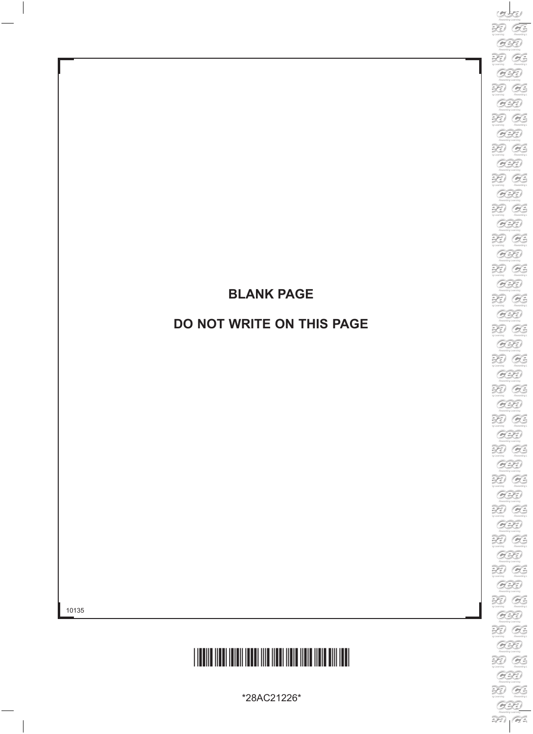**BLANK PAGE**

**DO NOT WRITE ON THIS PAGE**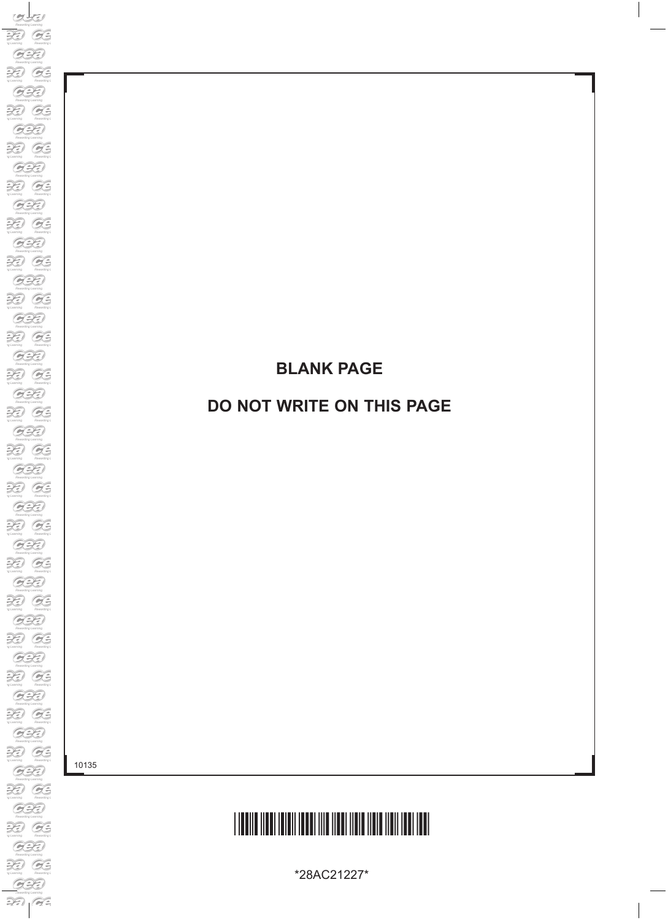**BLANK PAGE**

**DO NOT WRITE ON THIS PAGE**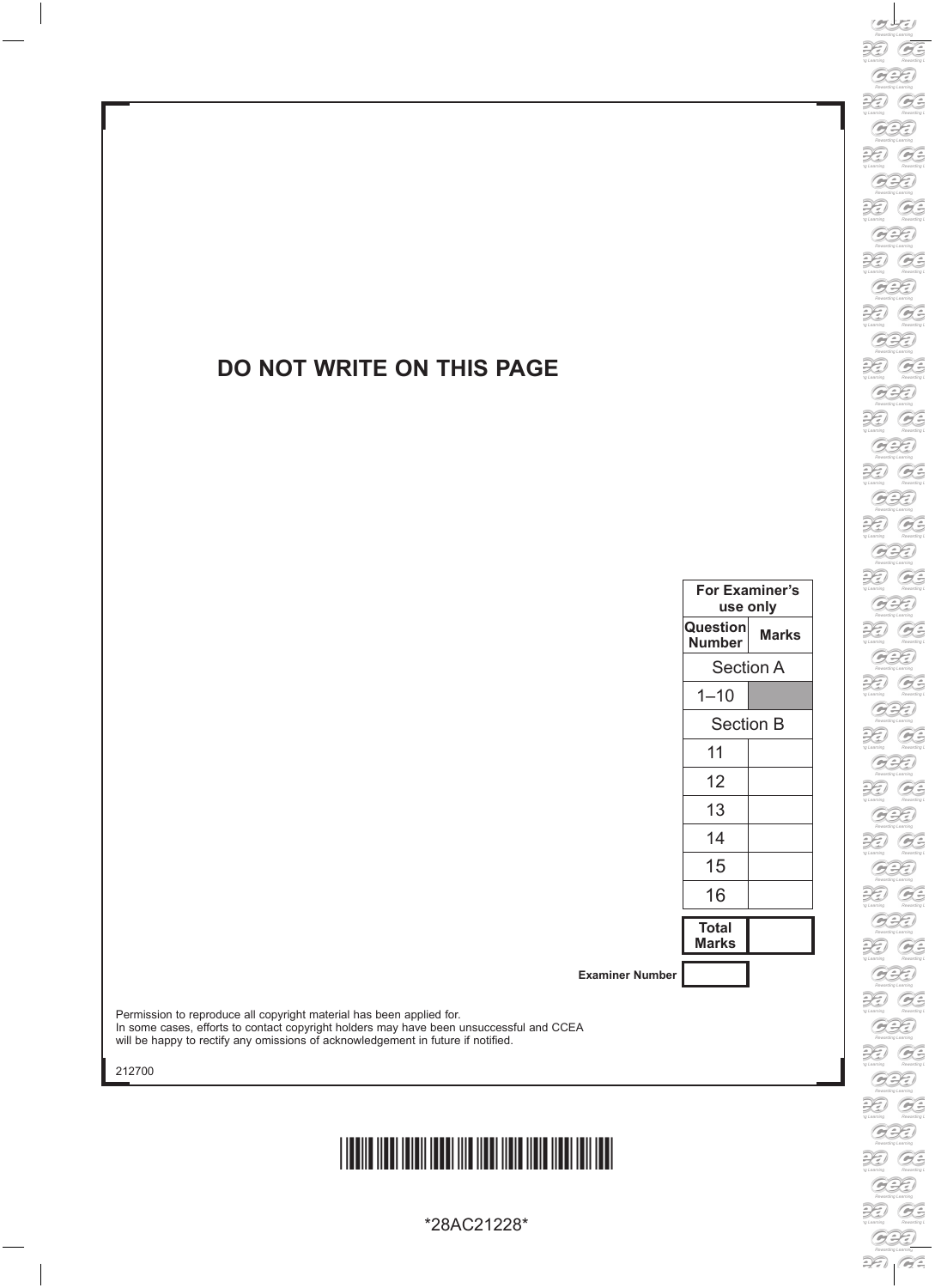**DO NOT WRITE ON THIS PAGE**

| For Examiner's use only | |
|---|---|
| Question Number | Marks |
| Section A | |
| 1–10 | |
| Section B | |
| 11 | |
| 12 | |
| 13 | |
| 14 | |
| 15 | |
| 16 | |
| **Total Marks** | |

**Examiner Number**

Permission to reproduce all copyright material has been applied for.
In some cases, efforts to contact copyright holders may have been unsuccessful and CCEA will be happy to rectify any omissions of acknowledgement in future if notified.

212700

*28AC21228*